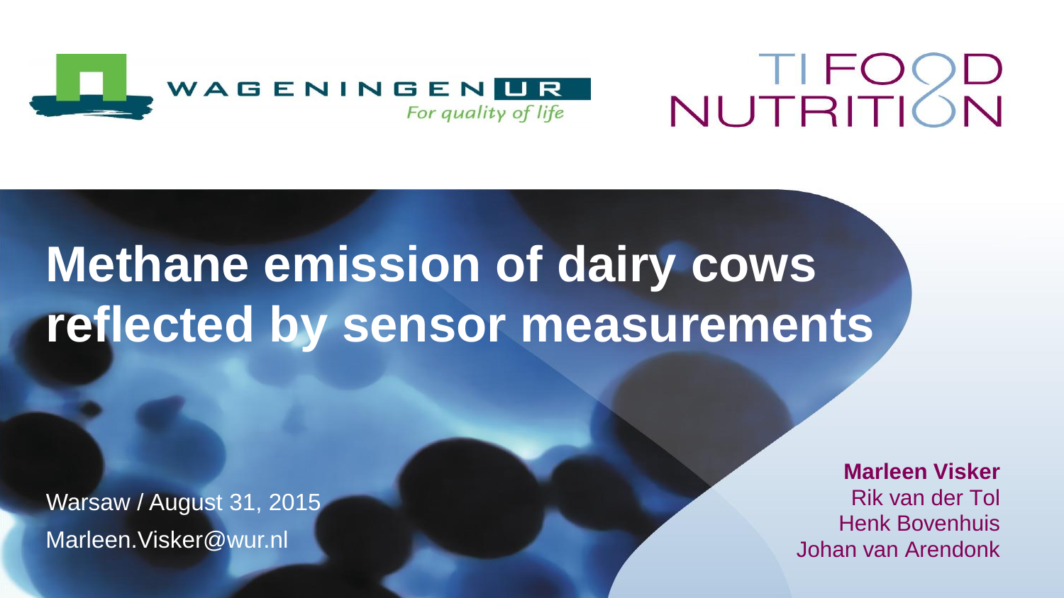WAGENINGEN UR
*For quality of life*

TI FOOD NUTRITION

# Methane emission of dairy cows reflected by sensor measurements

Warsaw / August 31, 2015

Marleen.Visker@wur.nl

**Marleen Visker**
Rik van der Tol
Henk Bovenhuis
Johan van Arendonk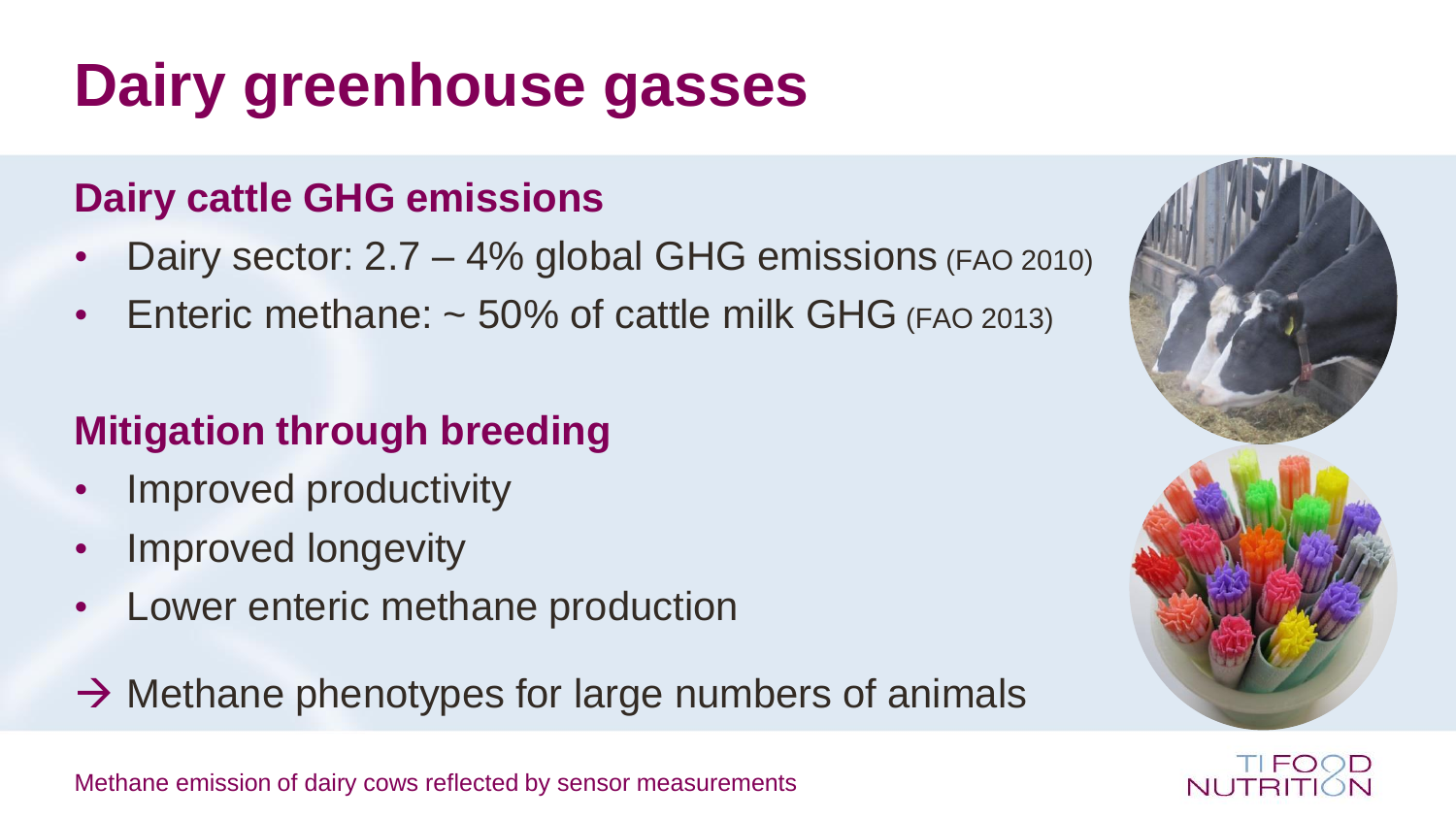# Dairy greenhouse gasses

## Dairy cattle GHG emissions

- Dairy sector: 2.7 – 4% global GHG emissions (FAO 2010)
- Enteric methane: ~ 50% of cattle milk GHG (FAO 2013)

## Mitigation through breeding

- Improved productivity
- Improved longevity
- Lower enteric methane production

→ Methane phenotypes for large numbers of animals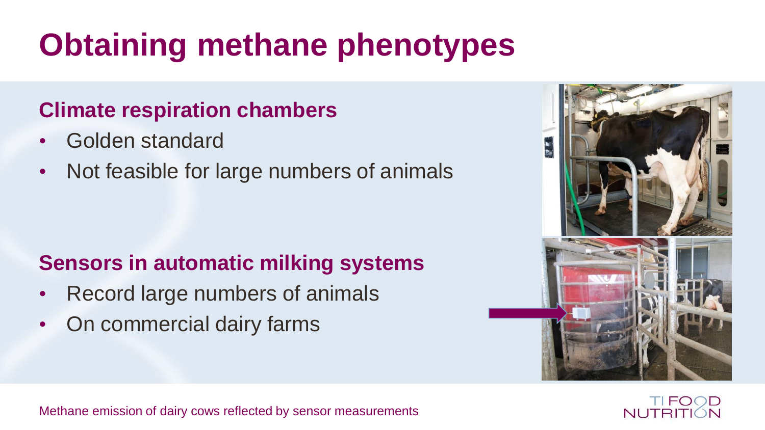# Obtaining methane phenotypes

## Climate respiration chambers

- Golden standard
- Not feasible for large numbers of animals

## Sensors in automatic milking systems

- Record large numbers of animals
- On commercial dairy farms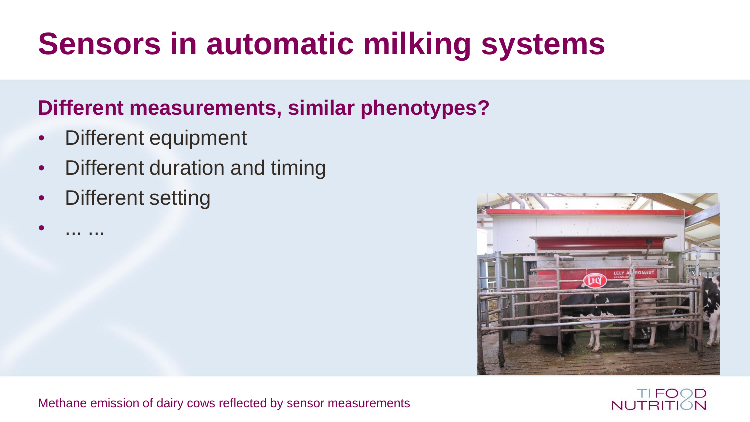# Sensors in automatic milking systems

## Different measurements, similar phenotypes?

- Different equipment
- Different duration and timing
- Different setting
- ... ...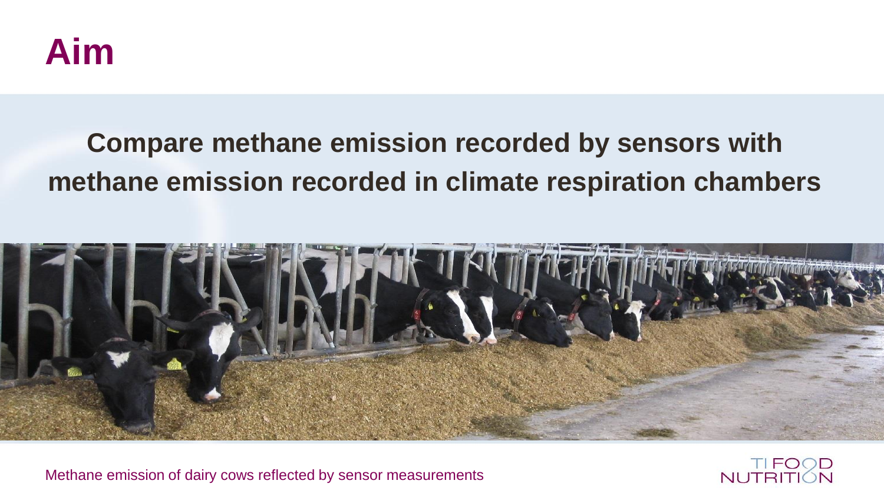# Aim

**Compare methane emission recorded by sensors with methane emission recorded in climate respiration chambers**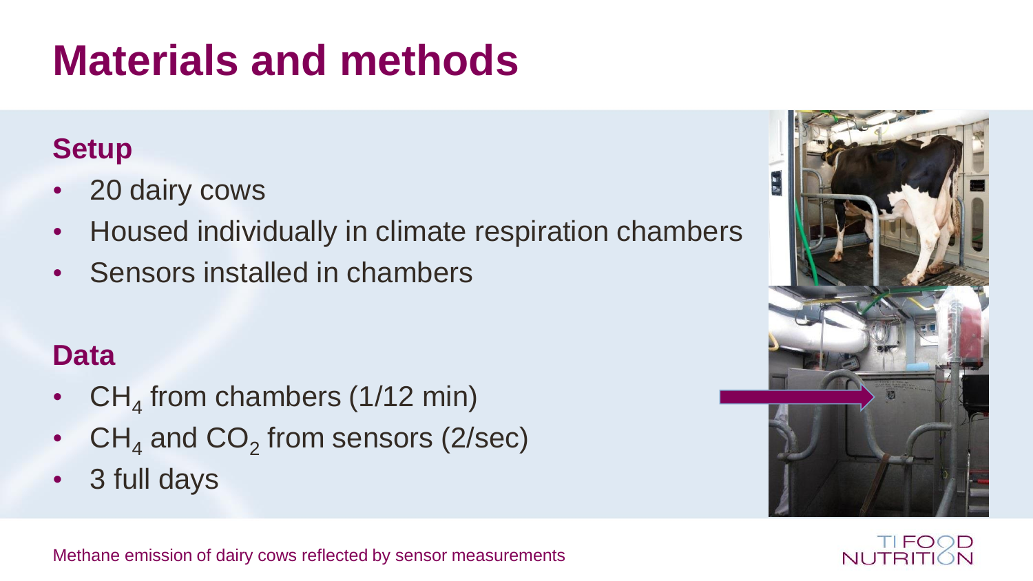# Materials and methods

## Setup

- 20 dairy cows
- Housed individually in climate respiration chambers
- Sensors installed in chambers

## Data

- $CH_4$ from chambers (1/12 min)
- $CH_4$ and $CO_2$ from sensors (2/sec)
- 3 full days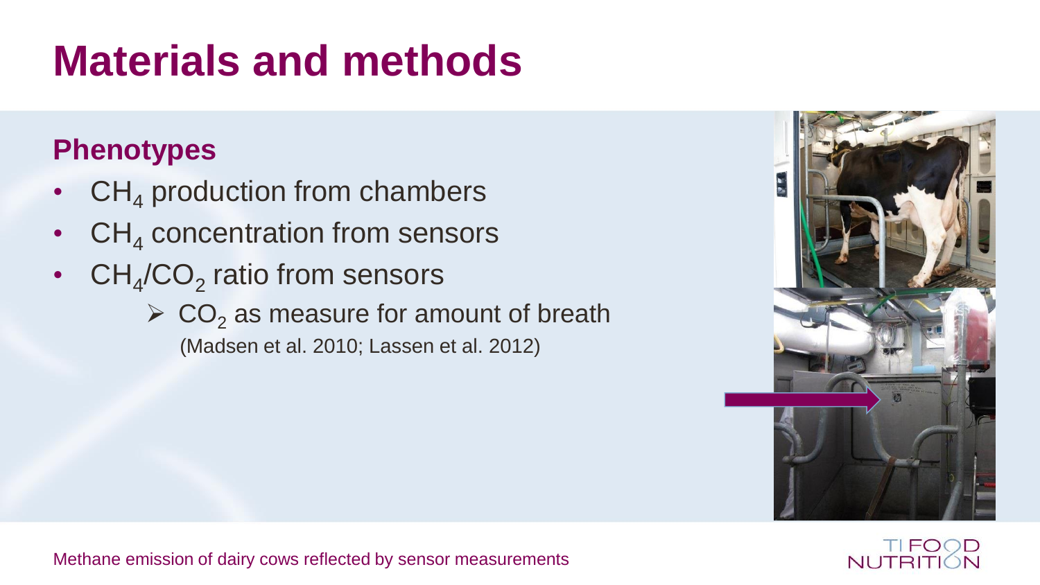# Materials and methods

## Phenotypes

- $CH_4$ production from chambers
- $CH_4$ concentration from sensors
- $CH_4/CO_2$ ratio from sensors
  - $CO_2$ as measure for amount of breath (Madsen et al. 2010; Lassen et al. 2012)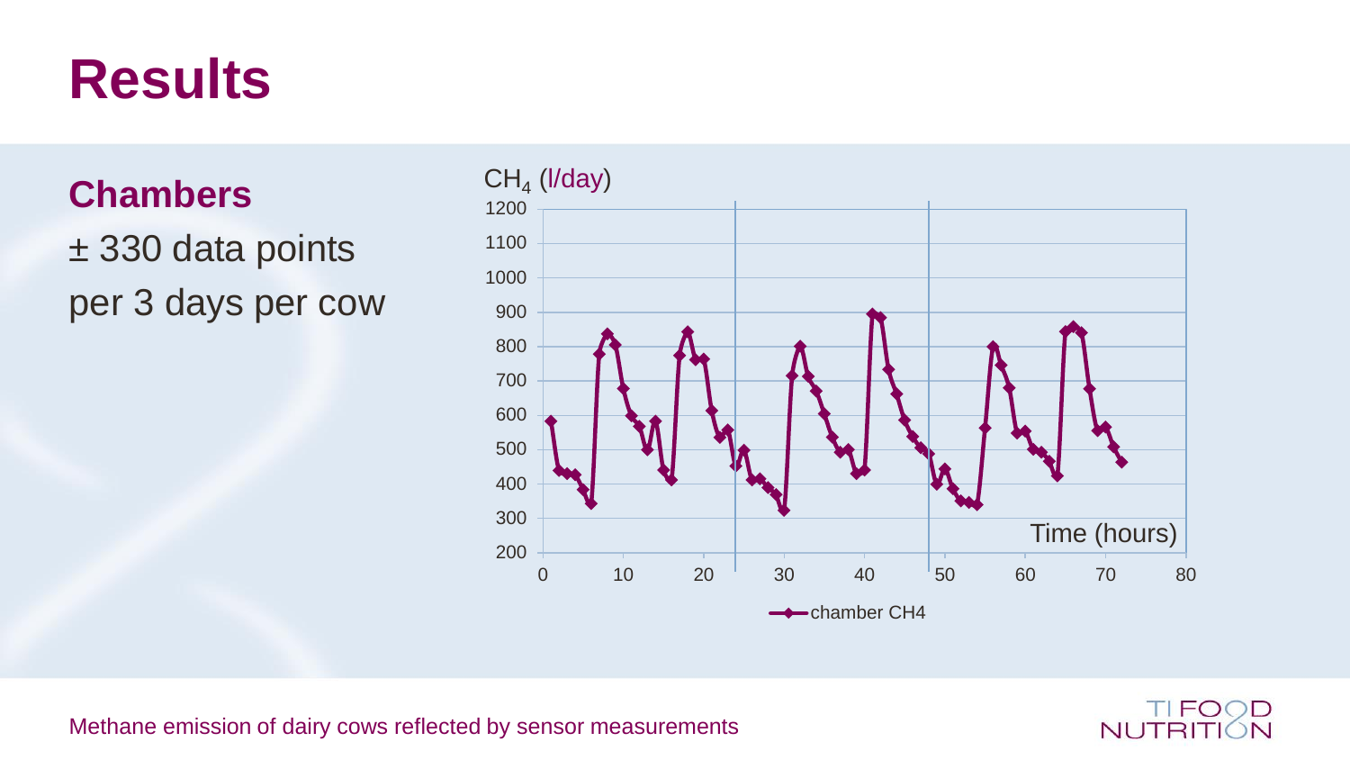# Results

## Chambers

± 330 data points per 3 days per cow

$CH_4$ (l/day)

Time (hours)

chamber CH4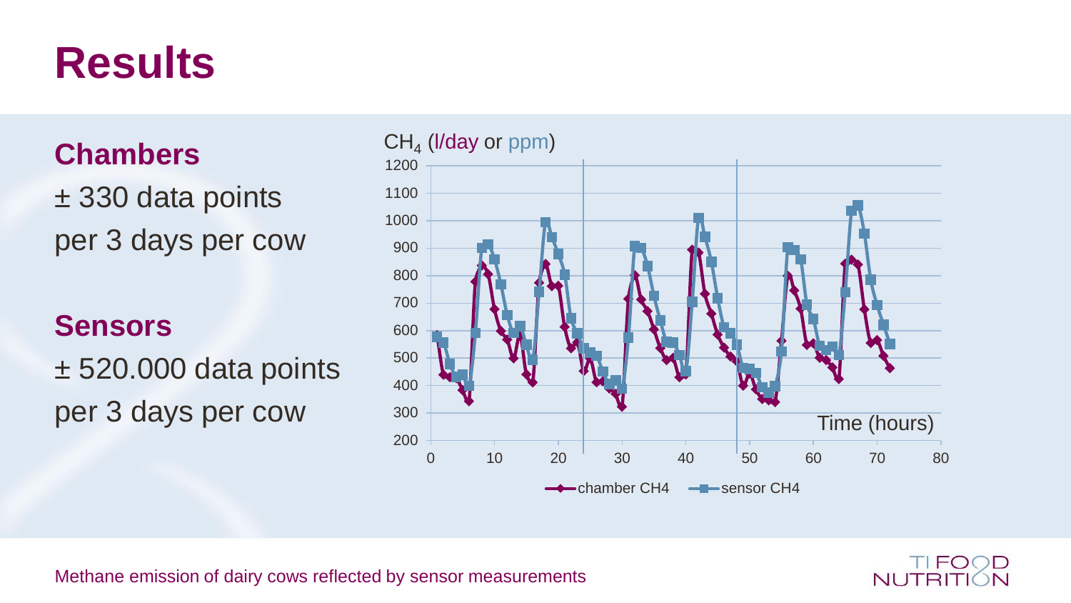# Results

**Chambers**

± 330 data points per 3 days per cow

**Sensors**

± 520.000 data points per 3 days per cow

$CH_4$ (l/day or ppm)

Time (hours)

chamber CH4 — sensor CH4

Methane emission of dairy cows reflected by sensor measurements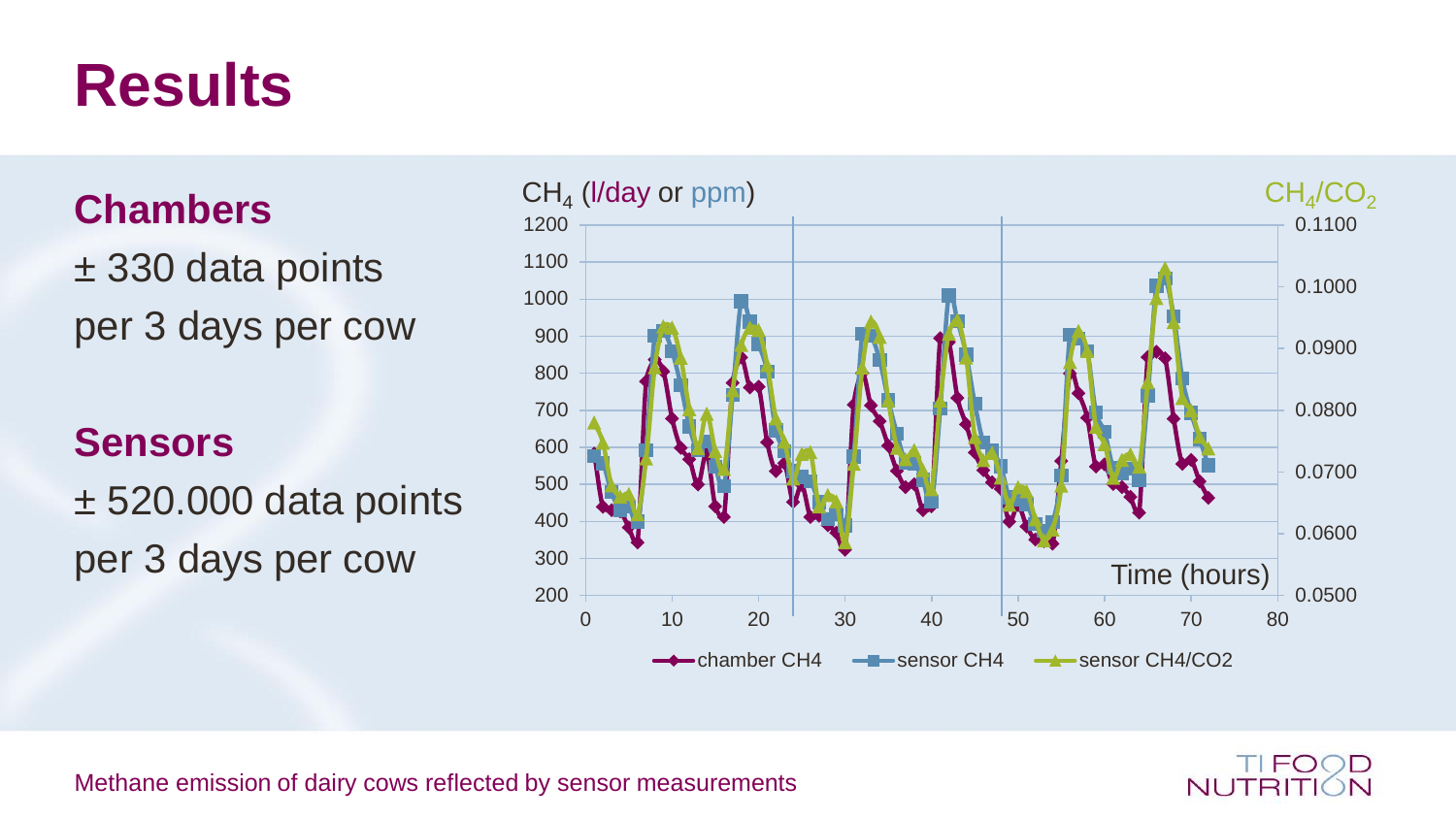# Results

**Chambers**

± 330 data points per 3 days per cow

**Sensors**

± 520.000 data points per 3 days per cow

$CH_4$ (l/day or ppm)

$CH_4/CO_2$

Time (hours)

chamber CH4 — sensor CH4 — sensor CH4/CO2

Methane emission of dairy cows reflected by sensor measurements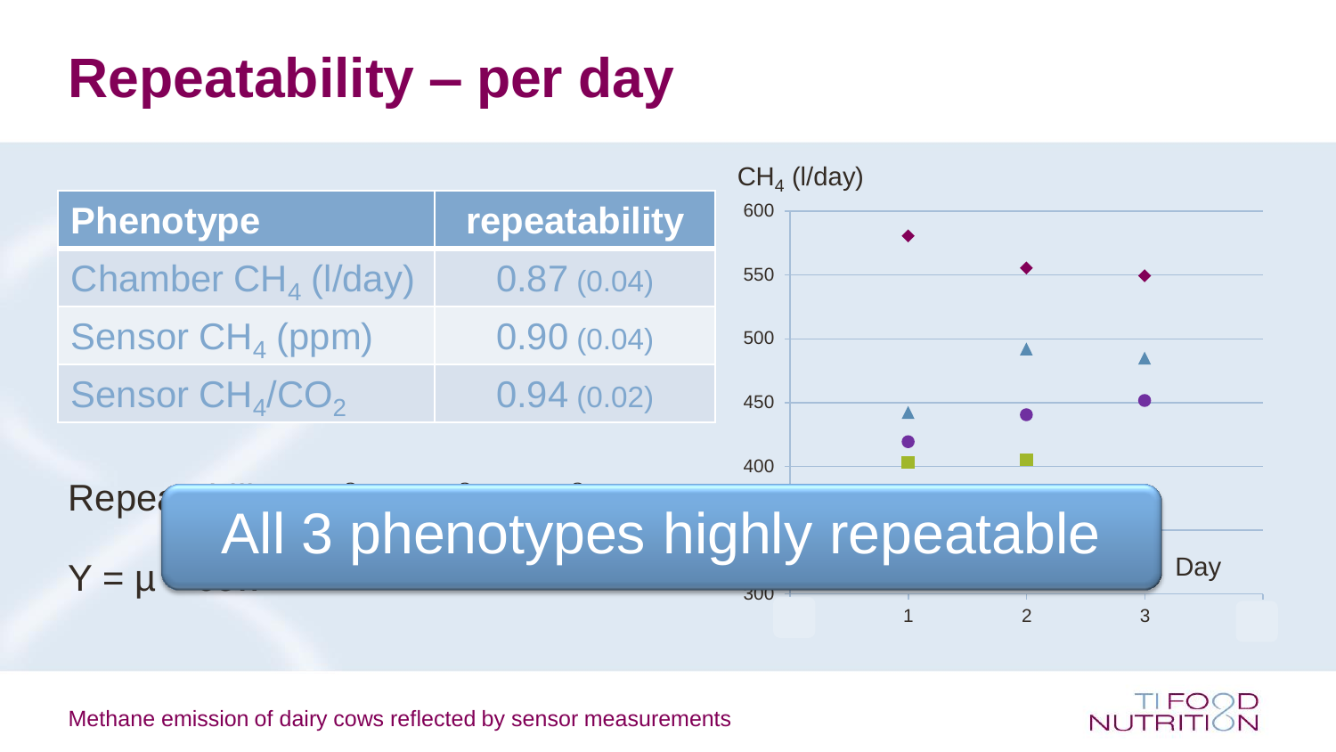# Repeatability – per day

| Phenotype | repeatability |
| --- | --- |
| Chamber $CH_4$ (l/day) | 0.87 (0.04) |
| Sensor $CH_4$ (ppm) | 0.90 (0.04) |
| Sensor $CH_4/CO_2$ | 0.94 (0.02) |

Repea...

Y = μ ...

All 3 phenotypes highly repeatable

Methane emission of dairy cows reflected by sensor measurements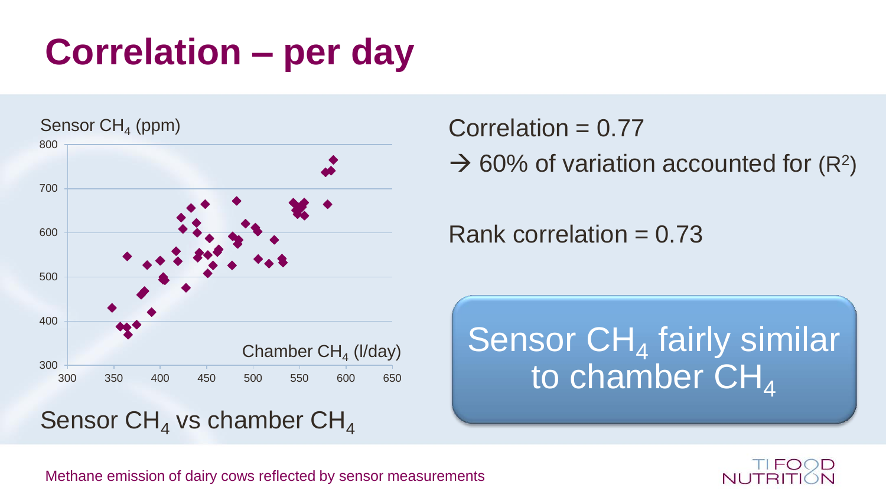# Correlation – per day

Sensor $CH_4$ (ppm)

Chamber $CH_4$ (l/day)

Sensor $CH_4$ vs chamber $CH_4$

Correlation = 0.77

→ 60% of variation accounted for ($R^2$)

Rank correlation = 0.73

Sensor $CH_4$ fairly similar to chamber $CH_4$

Methane emission of dairy cows reflected by sensor measurements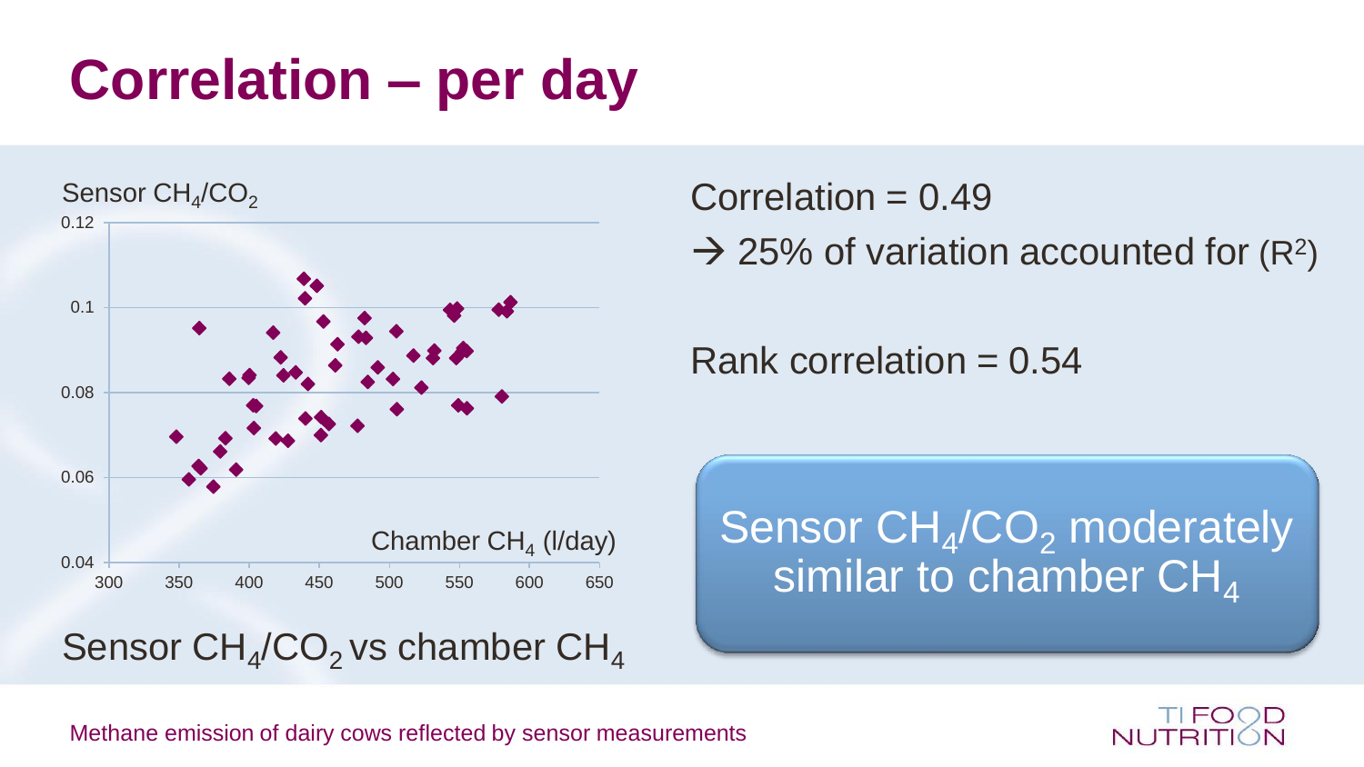# Correlation – per day

Sensor $CH_4/CO_2$ vs chamber $CH_4$

Correlation = 0.49

→ 25% of variation accounted for ($R^2$)

Rank correlation = 0.54

Sensor $CH_4/CO_2$ moderately similar to chamber $CH_4$

Methane emission of dairy cows reflected by sensor measurements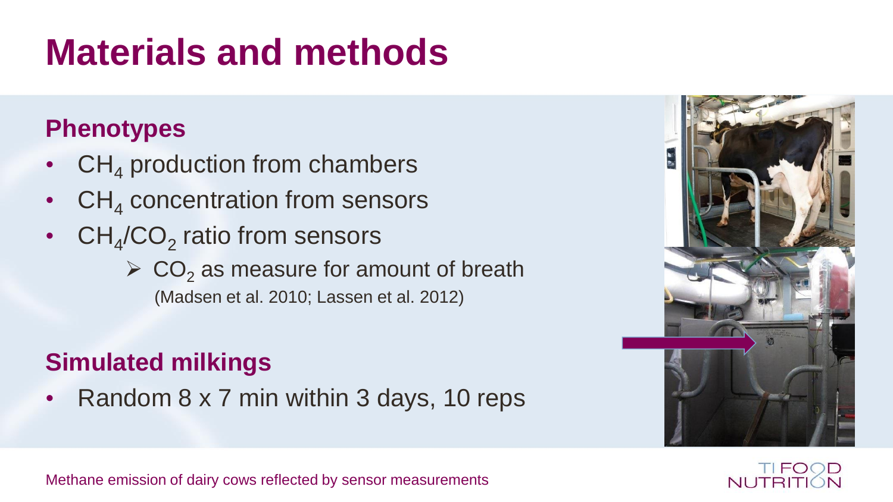# Materials and methods

## Phenotypes

- $CH_4$ production from chambers
- $CH_4$ concentration from sensors
- $CH_4/CO_2$ ratio from sensors
  - $CO_2$ as measure for amount of breath (Madsen et al. 2010; Lassen et al. 2012)

## Simulated milkings

- Random 8 x 7 min within 3 days, 10 reps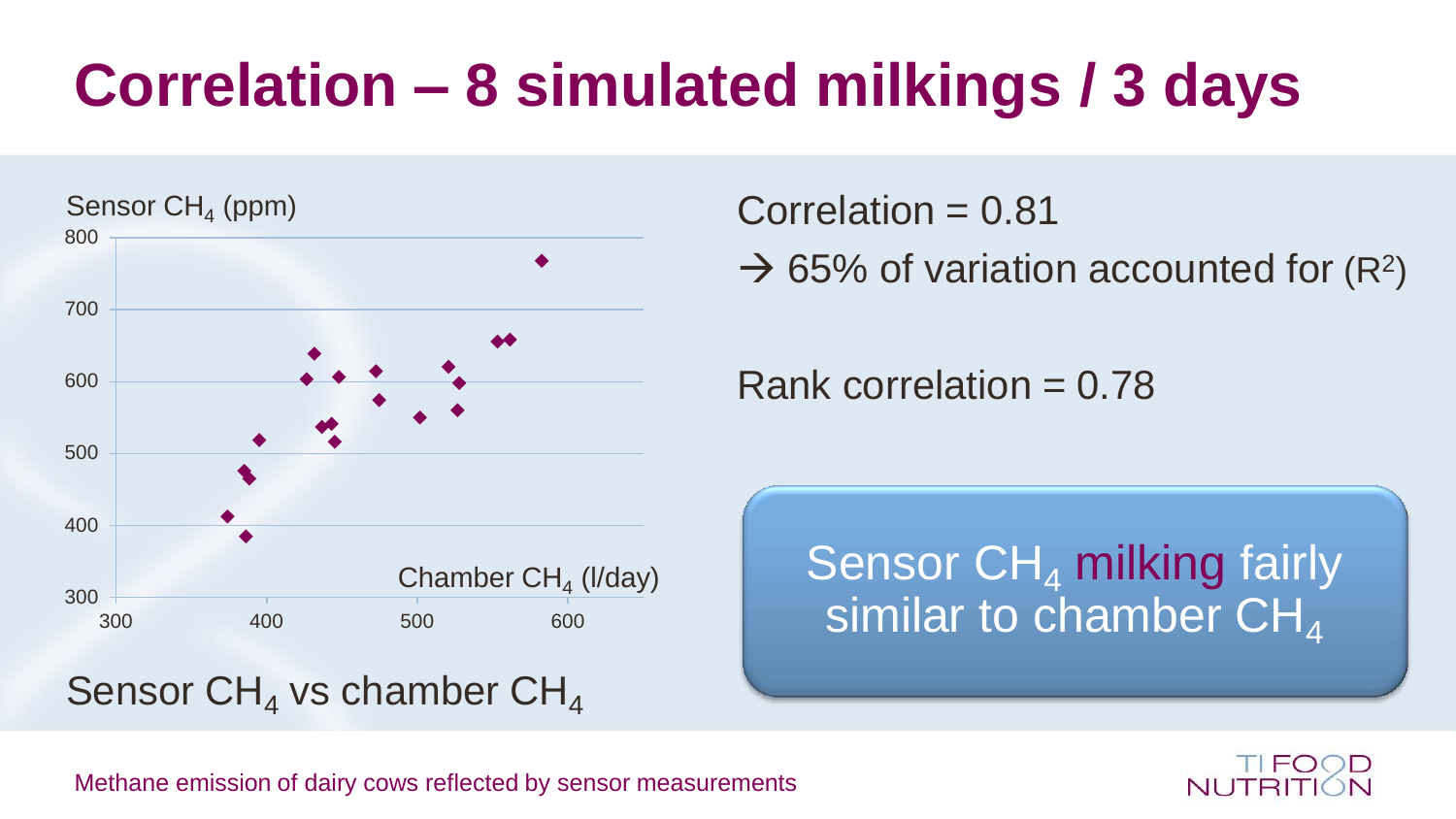# Correlation – 8 simulated milkings / 3 days

Sensor $CH_4$ (ppm)

Chamber $CH_4$ (l/day)

Sensor $CH_4$ vs chamber $CH_4$

Correlation = 0.81

→ 65% of variation accounted for ($R^2$)

Rank correlation = 0.78

Sensor $CH_4$ milking fairly similar to chamber $CH_4$

Methane emission of dairy cows reflected by sensor measurements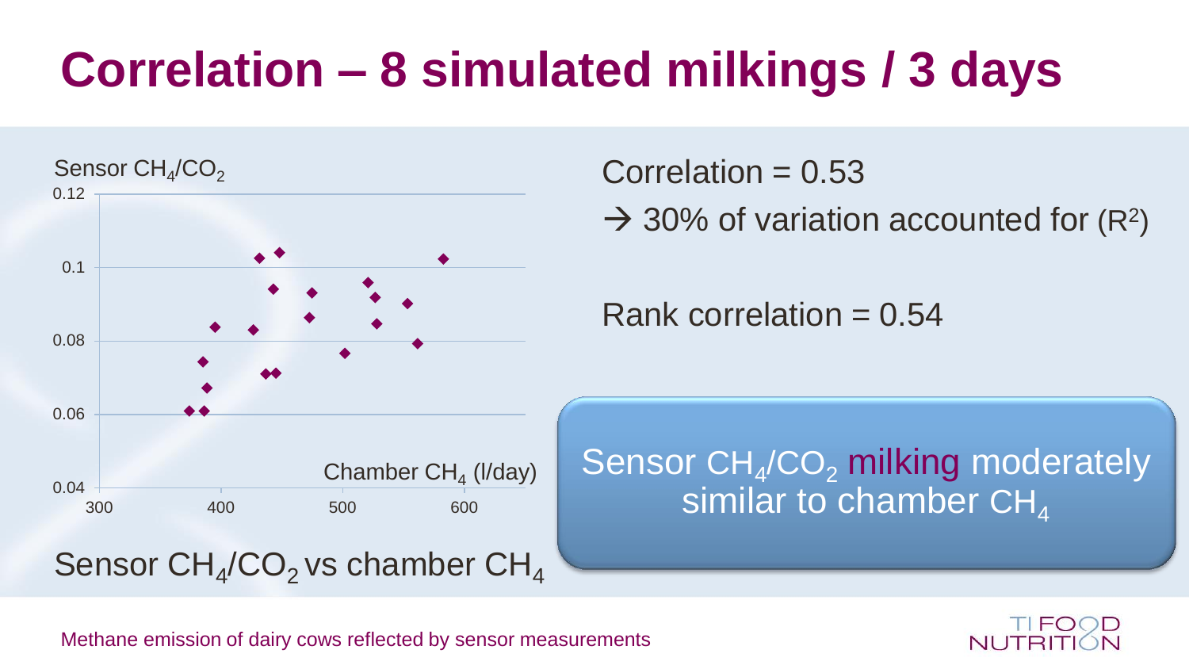# Correlation – 8 simulated milkings / 3 days

Sensor $CH_4/CO_2$

0.12

0.1

0.08

0.06

0.04

300 400 500 600

Chamber $CH_4$ (l/day)

Sensor $CH_4/CO_2$ vs chamber $CH_4$

Correlation = 0.53

→ 30% of variation accounted for ($R^2$)

Rank correlation = 0.54

Sensor $CH_4/CO_2$ milking moderately similar to chamber $CH_4$

Methane emission of dairy cows reflected by sensor measurements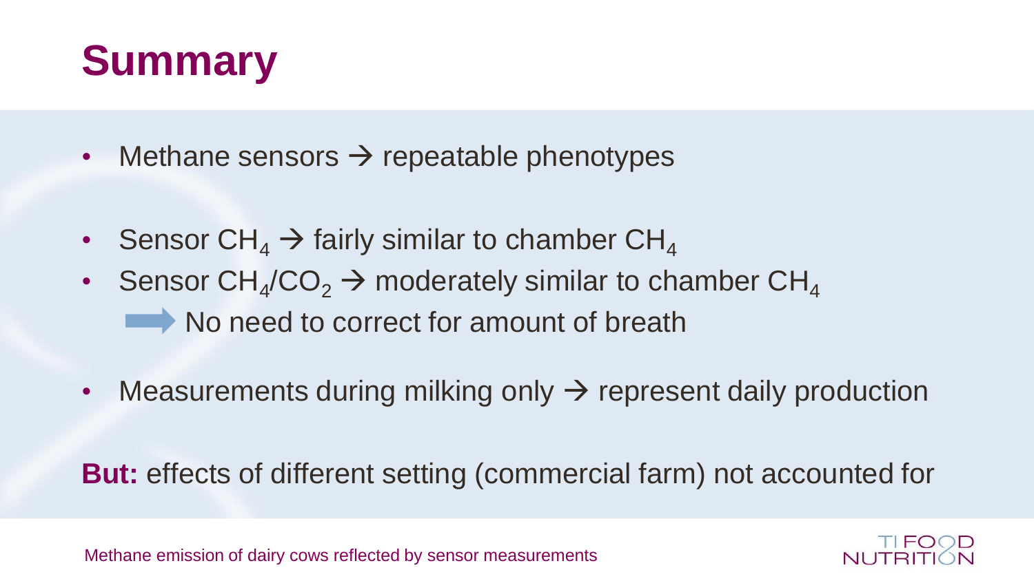# Summary

- Methane sensors → repeatable phenotypes

- Sensor $CH_4$ → fairly similar to chamber $CH_4$
- Sensor $CH_4/CO_2$ → moderately similar to chamber $CH_4$

  ➡ No need to correct for amount of breath

- Measurements during milking only → represent daily production

**But:** effects of different setting (commercial farm) not accounted for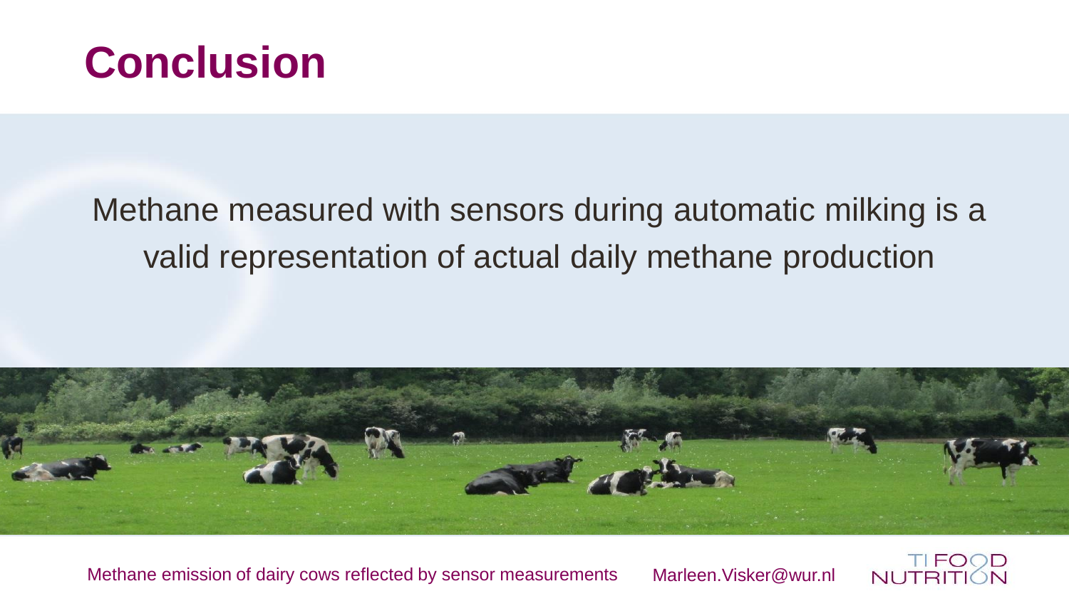# Conclusion

Methane measured with sensors during automatic milking is a valid representation of actual daily methane production